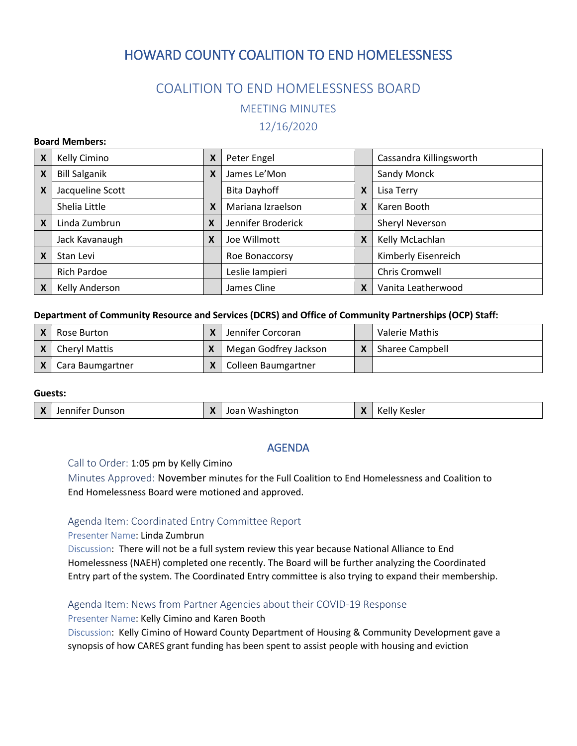# HOWARD COUNTY COALITION TO END HOMELESSNESS

## COALITION TO END HOMELESSNESS BOARD

### MEETING MINUTES

### 12/16/2020

**Board Members:**

| | | | | | |
|---|---|---|---|---|---|
| X | Kelly Cimino | X | Peter Engel | | Cassandra Killingsworth |
| X | Bill Salganik | X | James Le'Mon | | Sandy Monck |
| X | Jacqueline Scott | | Bita Dayhoff | X | Lisa Terry |
| | Shelia Little | X | Mariana Izraelson | X | Karen Booth |
| X | Linda Zumbrun | X | Jennifer Broderick | | Sheryl Neverson |
| | Jack Kavanaugh | X | Joe Willmott | X | Kelly McLachlan |
| X | Stan Levi | | Roe Bonaccorsy | | Kimberly Eisenreich |
| | Rich Pardoe | | Leslie Iampieri | | Chris Cromwell |
| X | Kelly Anderson | | James Cline | X | Vanita Leatherwood |

**Department of Community Resource and Services (DCRS) and Office of Community Partnerships (OCP) Staff:**

| | | | | | |
|---|---|---|---|---|---|
| X | Rose Burton | X | Jennifer Corcoran | | Valerie Mathis |
| X | Cheryl Mattis | X | Megan Godfrey Jackson | X | Sharee Campbell |
| X | Cara Baumgartner | X | Colleen Baumgartner | | |

**Guests:**

| | | | | | |
|---|---|---|---|---|---|
| X | Jennifer Dunson | X | Joan Washington | X | Kelly Kesler |

## AGENDA

Call to Order: 1:05 pm by Kelly Cimino

Minutes Approved: November minutes for the Full Coalition to End Homelessness and Coalition to End Homelessness Board were motioned and approved.

### Agenda Item: Coordinated Entry Committee Report

Presenter Name: Linda Zumbrun

Discussion: There will not be a full system review this year because National Alliance to End Homelessness (NAEH) completed one recently. The Board will be further analyzing the Coordinated Entry part of the system. The Coordinated Entry committee is also trying to expand their membership.

### Agenda Item: News from Partner Agencies about their COVID-19 Response

Presenter Name: Kelly Cimino and Karen Booth

Discussion: Kelly Cimino of Howard County Department of Housing & Community Development gave a synopsis of how CARES grant funding has been spent to assist people with housing and eviction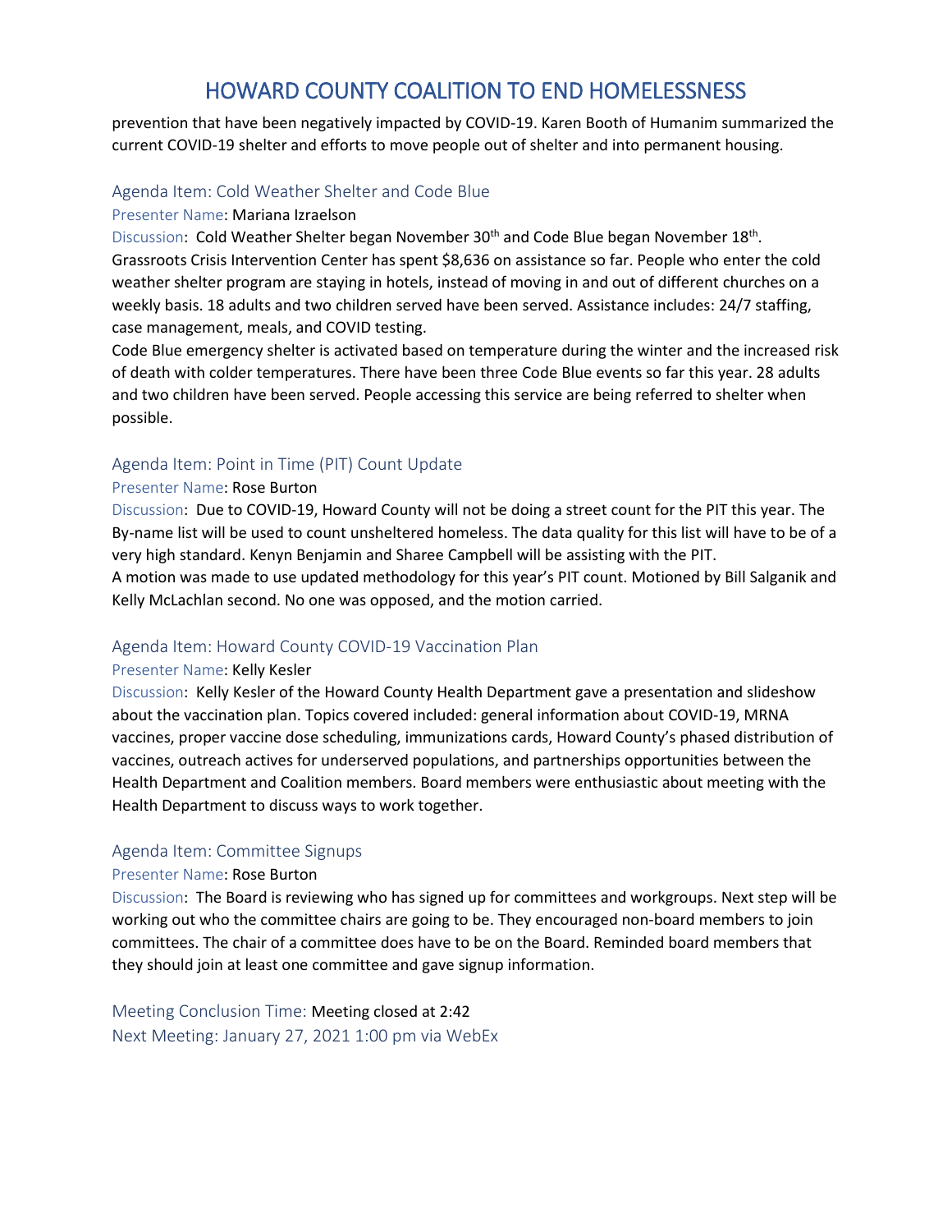prevention that have been negatively impacted by COVID-19. Karen Booth of Humanim summarized the current COVID-19 shelter and efforts to move people out of shelter and into permanent housing.

### Agenda Item: Cold Weather Shelter and Code Blue

Presenter Name: Mariana Izraelson

Discussion: Cold Weather Shelter began November 30th and Code Blue began November 18th. Grassroots Crisis Intervention Center has spent $8,636 on assistance so far. People who enter the cold weather shelter program are staying in hotels, instead of moving in and out of different churches on a weekly basis. 18 adults and two children served have been served. Assistance includes: 24/7 staffing, case management, meals, and COVID testing.

Code Blue emergency shelter is activated based on temperature during the winter and the increased risk of death with colder temperatures. There have been three Code Blue events so far this year. 28 adults and two children have been served. People accessing this service are being referred to shelter when possible.

### Agenda Item: Point in Time (PIT) Count Update

Presenter Name: Rose Burton

Discussion: Due to COVID-19, Howard County will not be doing a street count for the PIT this year. The By-name list will be used to count unsheltered homeless. The data quality for this list will have to be of a very high standard. Kenyn Benjamin and Sharee Campbell will be assisting with the PIT.

A motion was made to use updated methodology for this year's PIT count. Motioned by Bill Salganik and Kelly McLachlan second. No one was opposed, and the motion carried.

### Agenda Item: Howard County COVID-19 Vaccination Plan

Presenter Name: Kelly Kesler

Discussion: Kelly Kesler of the Howard County Health Department gave a presentation and slideshow about the vaccination plan. Topics covered included: general information about COVID-19, MRNA vaccines, proper vaccine dose scheduling, immunizations cards, Howard County's phased distribution of vaccines, outreach actives for underserved populations, and partnerships opportunities between the Health Department and Coalition members. Board members were enthusiastic about meeting with the Health Department to discuss ways to work together.

### Agenda Item: Committee Signups

Presenter Name: Rose Burton

Discussion: The Board is reviewing who has signed up for committees and workgroups. Next step will be working out who the committee chairs are going to be. They encouraged non-board members to join committees. The chair of a committee does have to be on the Board. Reminded board members that they should join at least one committee and gave signup information.

Meeting Conclusion Time: Meeting closed at 2:42

Next Meeting: January 27, 2021 1:00 pm via WebEx